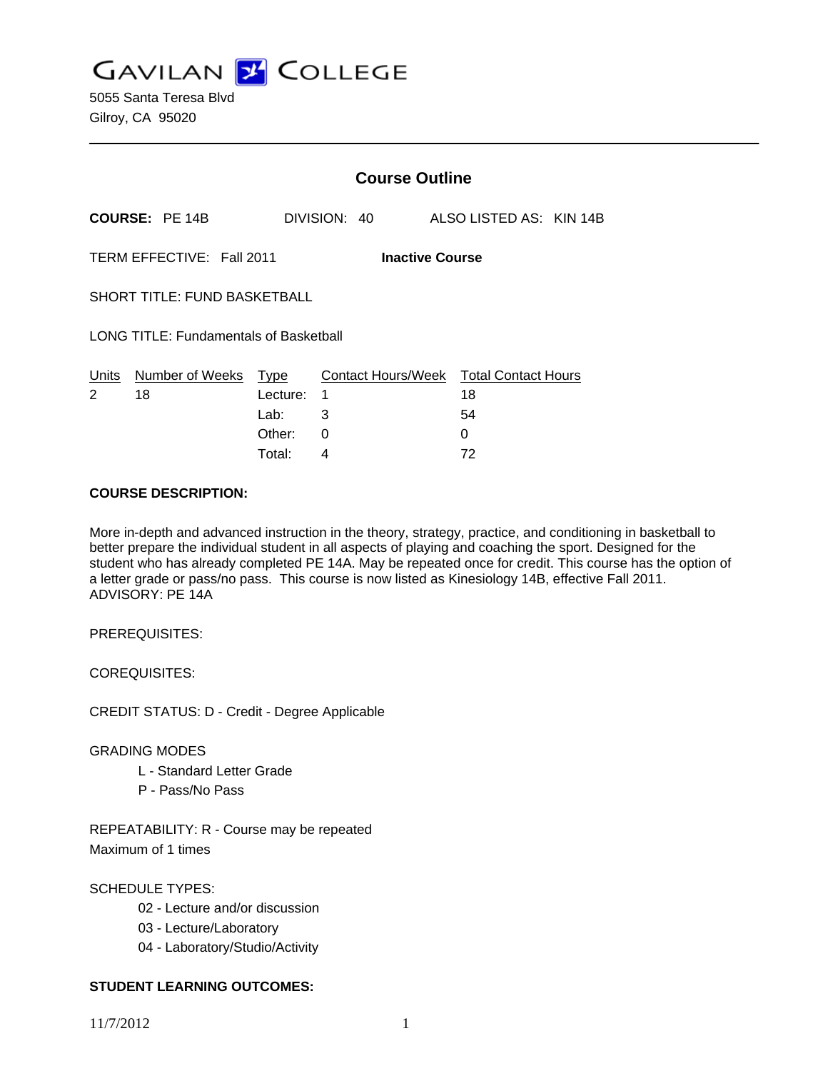GAVILAN COLLEGE

5055 Santa Teresa Blvd
Gilroy, CA 95020

## Course Outline

**COURSE:** PE 14B    DIVISION: 40    ALSO LISTED AS: KIN 14B

TERM EFFECTIVE: Fall 2011    **Inactive Course**

SHORT TITLE: FUND BASKETBALL

LONG TITLE: Fundamentals of Basketball

| Units | Number of Weeks | Type | Contact Hours/Week | Total Contact Hours |
|---|---|---|---|---|
| 2 | 18 | Lecture: | 1 | 18 |
| | | Lab: | 3 | 54 |
| | | Other: | 0 | 0 |
| | | Total: | 4 | 72 |

**COURSE DESCRIPTION:**

More in-depth and advanced instruction in the theory, strategy, practice, and conditioning in basketball to better prepare the individual student in all aspects of playing and coaching the sport. Designed for the student who has already completed PE 14A. May be repeated once for credit. This course has the option of a letter grade or pass/no pass. This course is now listed as Kinesiology 14B, effective Fall 2011.
ADVISORY: PE 14A

PREREQUISITES:

COREQUISITES:

CREDIT STATUS: D - Credit - Degree Applicable

GRADING MODES

- L - Standard Letter Grade
- P - Pass/No Pass

REPEATABILITY: R - Course may be repeated
Maximum of 1 times

SCHEDULE TYPES:

- 02 - Lecture and/or discussion
- 03 - Lecture/Laboratory
- 04 - Laboratory/Studio/Activity

**STUDENT LEARNING OUTCOMES:**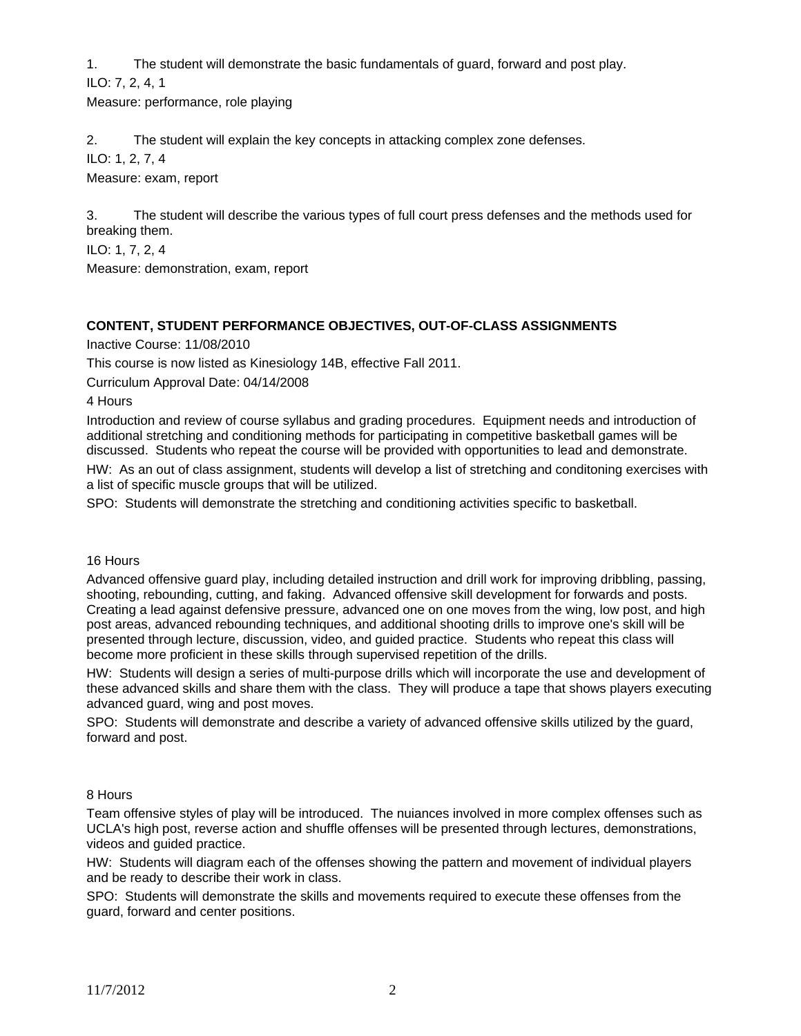1. The student will demonstrate the basic fundamentals of guard, forward and post play.

ILO: 7, 2, 4, 1

Measure: performance, role playing

2. The student will explain the key concepts in attacking complex zone defenses.

ILO: 1, 2, 7, 4

Measure: exam, report

3. The student will describe the various types of full court press defenses and the methods used for breaking them.

ILO: 1, 7, 2, 4

Measure: demonstration, exam, report

**CONTENT, STUDENT PERFORMANCE OBJECTIVES, OUT-OF-CLASS ASSIGNMENTS**

Inactive Course: 11/08/2010

This course is now listed as Kinesiology 14B, effective Fall 2011.

Curriculum Approval Date: 04/14/2008

4 Hours

Introduction and review of course syllabus and grading procedures. Equipment needs and introduction of additional stretching and conditioning methods for participating in competitive basketball games will be discussed. Students who repeat the course will be provided with opportunities to lead and demonstrate.

HW: As an out of class assignment, students will develop a list of stretching and conditoning exercises with a list of specific muscle groups that will be utilized.

SPO: Students will demonstrate the stretching and conditioning activities specific to basketball.

16 Hours

Advanced offensive guard play, including detailed instruction and drill work for improving dribbling, passing, shooting, rebounding, cutting, and faking. Advanced offensive skill development for forwards and posts. Creating a lead against defensive pressure, advanced one on one moves from the wing, low post, and high post areas, advanced rebounding techniques, and additional shooting drills to improve one's skill will be presented through lecture, discussion, video, and guided practice. Students who repeat this class will become more proficient in these skills through supervised repetition of the drills.

HW: Students will design a series of multi-purpose drills which will incorporate the use and development of these advanced skills and share them with the class. They will produce a tape that shows players executing advanced guard, wing and post moves.

SPO: Students will demonstrate and describe a variety of advanced offensive skills utilized by the guard, forward and post.

8 Hours

Team offensive styles of play will be introduced. The nuiances involved in more complex offenses such as UCLA's high post, reverse action and shuffle offenses will be presented through lectures, demonstrations, videos and guided practice.

HW: Students will diagram each of the offenses showing the pattern and movement of individual players and be ready to describe their work in class.

SPO: Students will demonstrate the skills and movements required to execute these offenses from the guard, forward and center positions.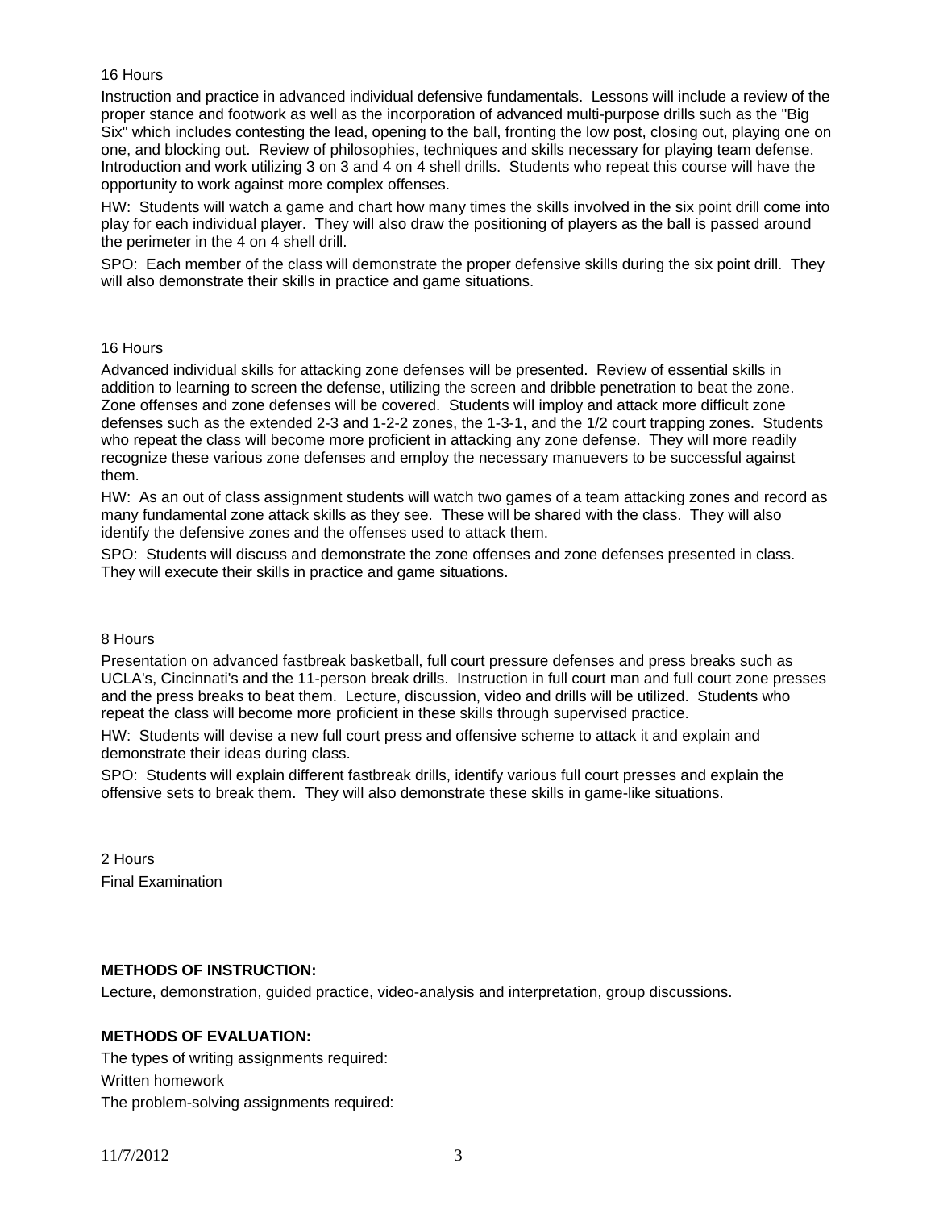16 Hours

Instruction and practice in advanced individual defensive fundamentals. Lessons will include a review of the proper stance and footwork as well as the incorporation of advanced multi-purpose drills such as the "Big Six" which includes contesting the lead, opening to the ball, fronting the low post, closing out, playing one on one, and blocking out. Review of philosophies, techniques and skills necessary for playing team defense. Introduction and work utilizing 3 on 3 and 4 on 4 shell drills. Students who repeat this course will have the opportunity to work against more complex offenses.

HW: Students will watch a game and chart how many times the skills involved in the six point drill come into play for each individual player. They will also draw the positioning of players as the ball is passed around the perimeter in the 4 on 4 shell drill.

SPO: Each member of the class will demonstrate the proper defensive skills during the six point drill. They will also demonstrate their skills in practice and game situations.

16 Hours

Advanced individual skills for attacking zone defenses will be presented. Review of essential skills in addition to learning to screen the defense, utilizing the screen and dribble penetration to beat the zone. Zone offenses and zone defenses will be covered. Students will imploy and attack more difficult zone defenses such as the extended 2-3 and 1-2-2 zones, the 1-3-1, and the 1/2 court trapping zones. Students who repeat the class will become more proficient in attacking any zone defense. They will more readily recognize these various zone defenses and employ the necessary manuevers to be successful against them.

HW: As an out of class assignment students will watch two games of a team attacking zones and record as many fundamental zone attack skills as they see. These will be shared with the class. They will also identify the defensive zones and the offenses used to attack them.

SPO: Students will discuss and demonstrate the zone offenses and zone defenses presented in class. They will execute their skills in practice and game situations.

8 Hours

Presentation on advanced fastbreak basketball, full court pressure defenses and press breaks such as UCLA's, Cincinnati's and the 11-person break drills. Instruction in full court man and full court zone presses and the press breaks to beat them. Lecture, discussion, video and drills will be utilized. Students who repeat the class will become more proficient in these skills through supervised practice.

HW: Students will devise a new full court press and offensive scheme to attack it and explain and demonstrate their ideas during class.

SPO: Students will explain different fastbreak drills, identify various full court presses and explain the offensive sets to break them. They will also demonstrate these skills in game-like situations.

2 Hours

Final Examination

**METHODS OF INSTRUCTION:**

Lecture, demonstration, guided practice, video-analysis and interpretation, group discussions.

**METHODS OF EVALUATION:**

The types of writing assignments required:

Written homework

The problem-solving assignments required: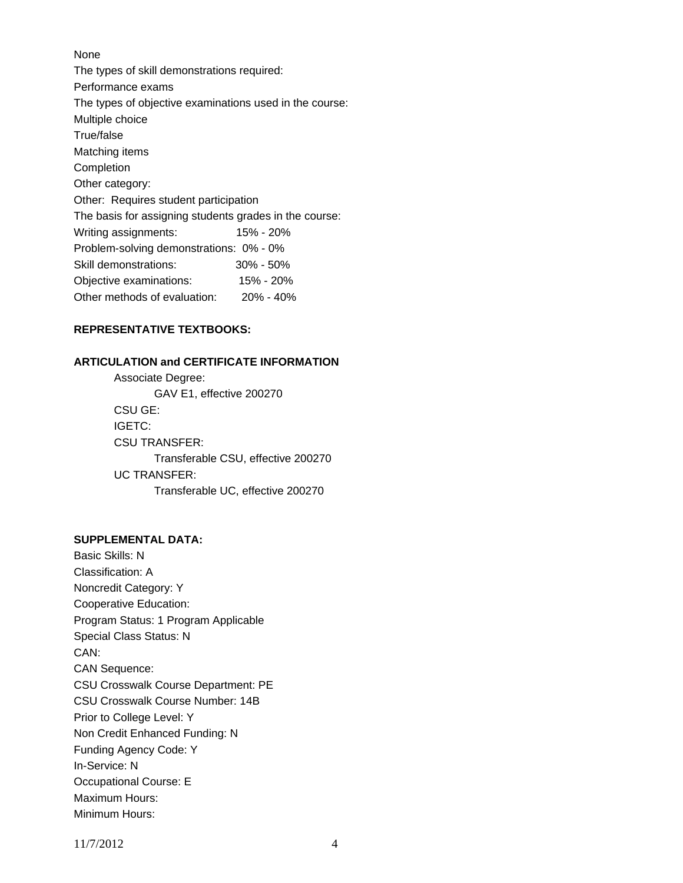None

The types of skill demonstrations required:

Performance exams

The types of objective examinations used in the course:

Multiple choice

True/false

Matching items

Completion

Other category:

Other: Requires student participation

The basis for assigning students grades in the course:

| | |
|---|---|
| Writing assignments: | 15% - 20% |
| Problem-solving demonstrations: | 0% - 0% |
| Skill demonstrations: | 30% - 50% |
| Objective examinations: | 15% - 20% |
| Other methods of evaluation: | 20% - 40% |

**REPRESENTATIVE TEXTBOOKS:**

**ARTICULATION and CERTIFICATE INFORMATION**

Associate Degree:
- GAV E1, effective 200270

CSU GE:

IGETC:

CSU TRANSFER:
- Transferable CSU, effective 200270

UC TRANSFER:
- Transferable UC, effective 200270

**SUPPLEMENTAL DATA:**

Basic Skills: N

Classification: A

Noncredit Category: Y

Cooperative Education:

Program Status: 1 Program Applicable

Special Class Status: N

CAN:

CAN Sequence:

CSU Crosswalk Course Department: PE

CSU Crosswalk Course Number: 14B

Prior to College Level: Y

Non Credit Enhanced Funding: N

Funding Agency Code: Y

In-Service: N

Occupational Course: E

Maximum Hours:

Minimum Hours: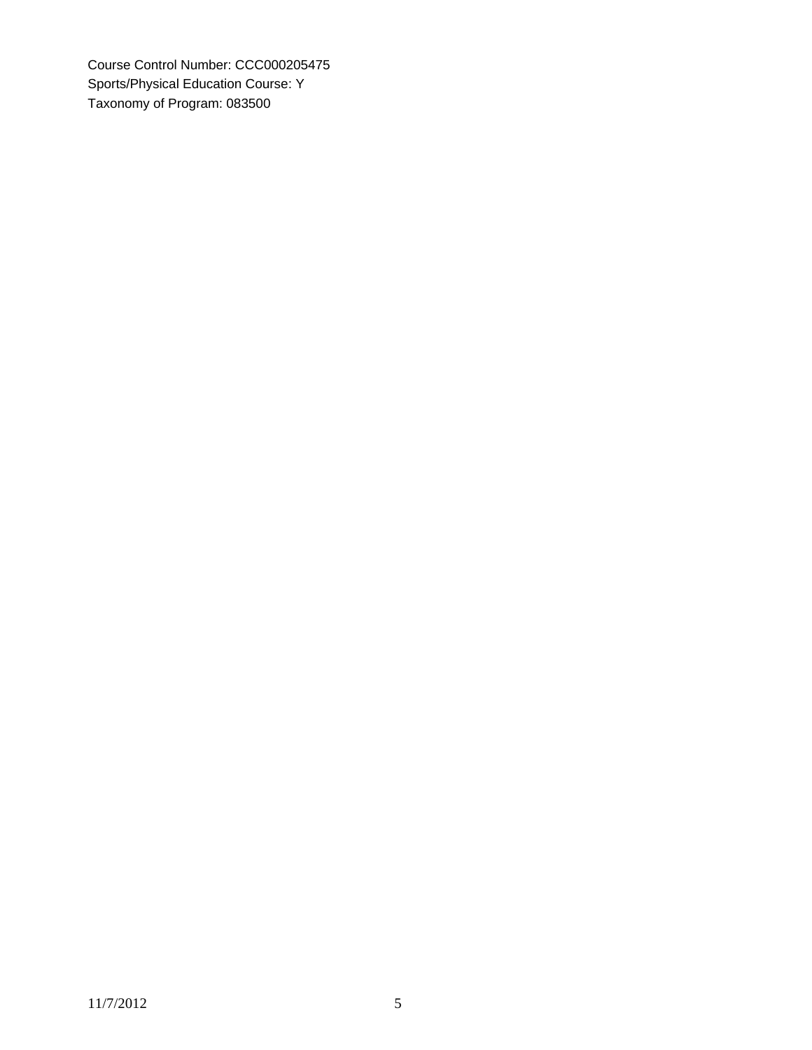Course Control Number: CCC000205475
Sports/Physical Education Course: Y
Taxonomy of Program: 083500